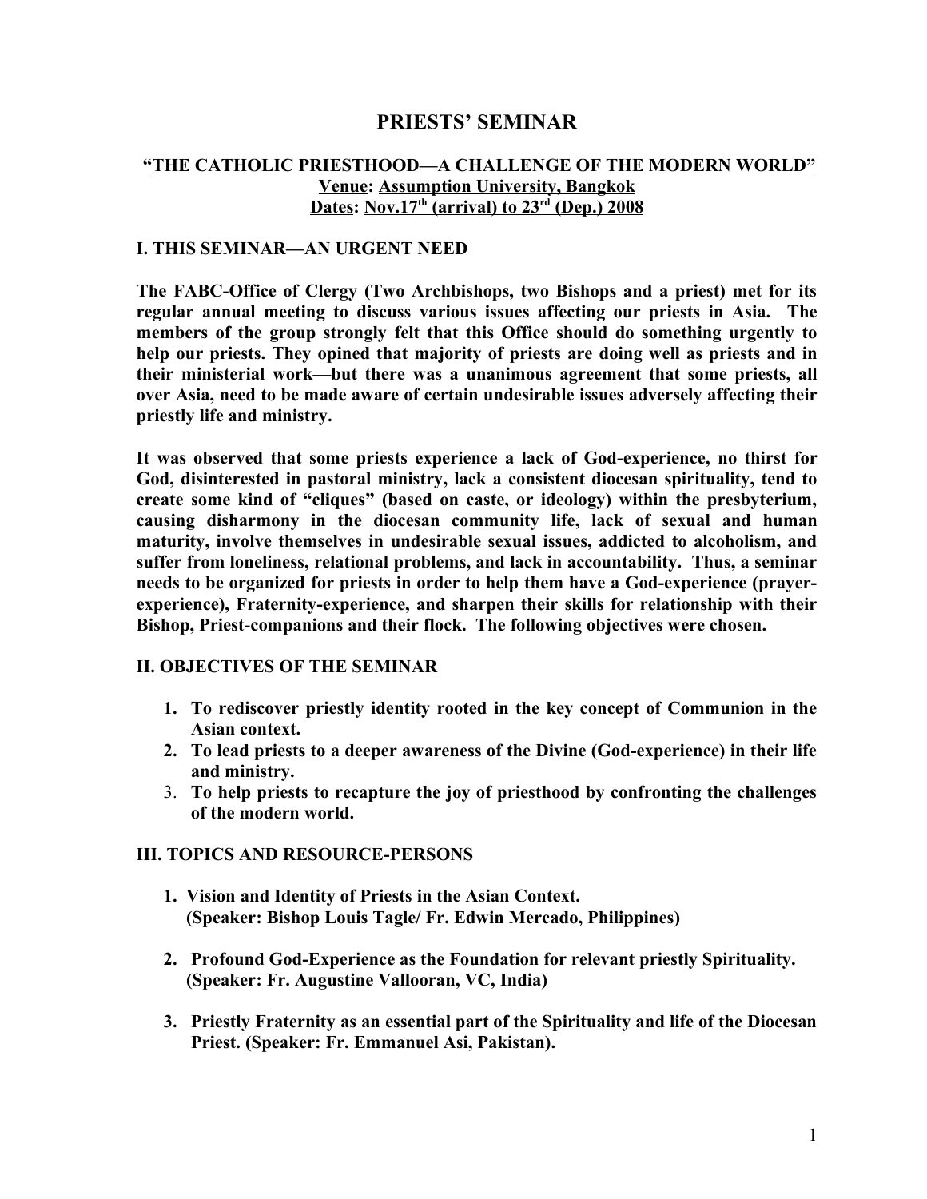# PRIESTS' SEMINAR

**"THE CATHOLIC PRIESTHOOD—A CHALLENGE OF THE MODERN WORLD"**
**Venue: Assumption University, Bangkok**
**Dates: Nov.17th (arrival) to 23rd (Dep.) 2008**

## I. THIS SEMINAR—AN URGENT NEED

**The FABC-Office of Clergy (Two Archbishops, two Bishops and a priest) met for its regular annual meeting to discuss various issues affecting our priests in Asia. The members of the group strongly felt that this Office should do something urgently to help our priests. They opined that majority of priests are doing well as priests and in their ministerial work—but there was a unanimous agreement that some priests, all over Asia, need to be made aware of certain undesirable issues adversely affecting their priestly life and ministry.**

**It was observed that some priests experience a lack of God-experience, no thirst for God, disinterested in pastoral ministry, lack a consistent diocesan spirituality, tend to create some kind of "cliques" (based on caste, or ideology) within the presbyterium, causing disharmony in the diocesan community life, lack of sexual and human maturity, involve themselves in undesirable sexual issues, addicted to alcoholism, and suffer from loneliness, relational problems, and lack in accountability. Thus, a seminar needs to be organized for priests in order to help them have a God-experience (prayer-experience), Fraternity-experience, and sharpen their skills for relationship with their Bishop, Priest-companions and their flock. The following objectives were chosen.**

## II. OBJECTIVES OF THE SEMINAR

1. **To rediscover priestly identity rooted in the key concept of Communion in the Asian context.**
2. **To lead priests to a deeper awareness of the Divine (God-experience) in their life and ministry.**
3. **To help priests to recapture the joy of priesthood by confronting the challenges of the modern world.**

## III. TOPICS AND RESOURCE-PERSONS

1. **Vision and Identity of Priests in the Asian Context.**
   **(Speaker: Bishop Louis Tagle/ Fr. Edwin Mercado, Philippines)**

2. **Profound God-Experience as the Foundation for relevant priestly Spirituality.**
   **(Speaker: Fr. Augustine Vallooran, VC, India)**

3. **Priestly Fraternity as an essential part of the Spirituality and life of the Diocesan Priest. (Speaker: Fr. Emmanuel Asi, Pakistan).**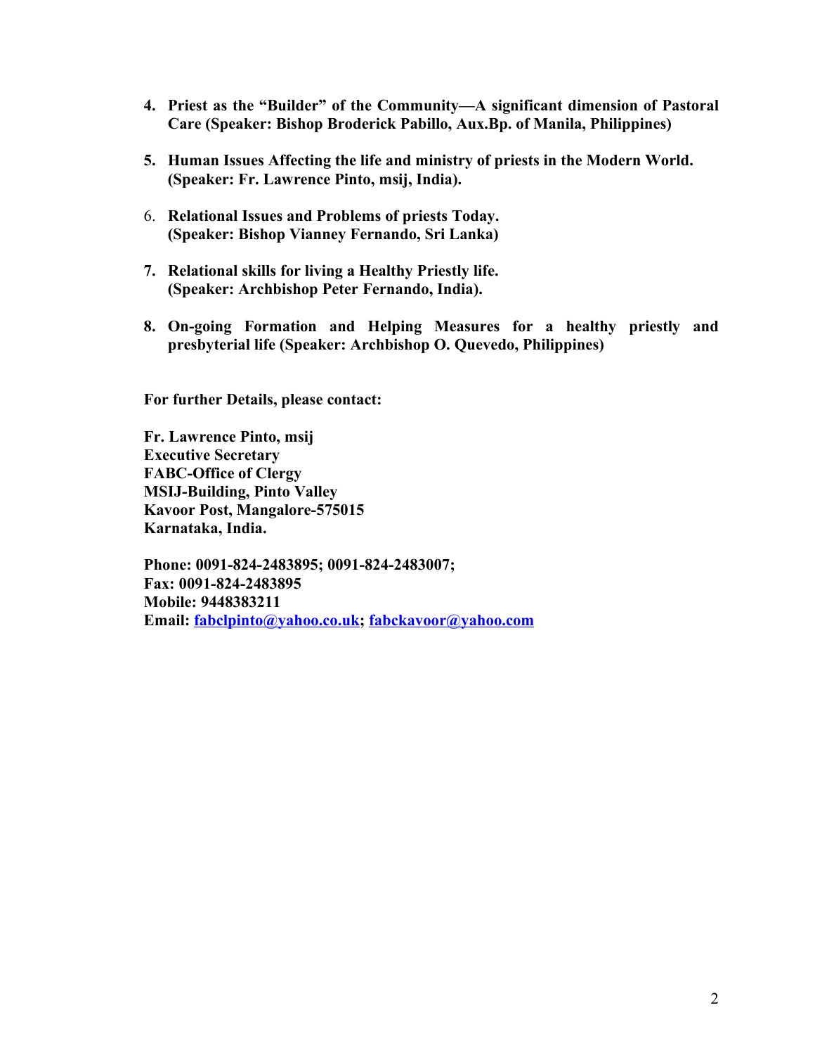4. **Priest as the "Builder" of the Community—A significant dimension of Pastoral Care (Speaker: Bishop Broderick Pabillo, Aux.Bp. of Manila, Philippines)**

5. **Human Issues Affecting the life and ministry of priests in the Modern World. (Speaker: Fr. Lawrence Pinto, msij, India).**

6. **Relational Issues and Problems of priests Today. (Speaker: Bishop Vianney Fernando, Sri Lanka)**

7. **Relational skills for living a Healthy Priestly life. (Speaker: Archbishop Peter Fernando, India).**

8. **On-going Formation and Helping Measures for a healthy priestly and presbyterial life (Speaker: Archbishop O. Quevedo, Philippines)**

**For further Details, please contact:**

**Fr. Lawrence Pinto, msij**
**Executive Secretary**
**FABC-Office of Clergy**
**MSIJ-Building, Pinto Valley**
**Kavoor Post, Mangalore-575015**
**Karnataka, India.**

**Phone: 0091-824-2483895; 0091-824-2483007;**
**Fax: 0091-824-2483895**
**Mobile: 9448383211**
**Email: fabclpinto@yahoo.co.uk; fabckavoor@yahoo.com**